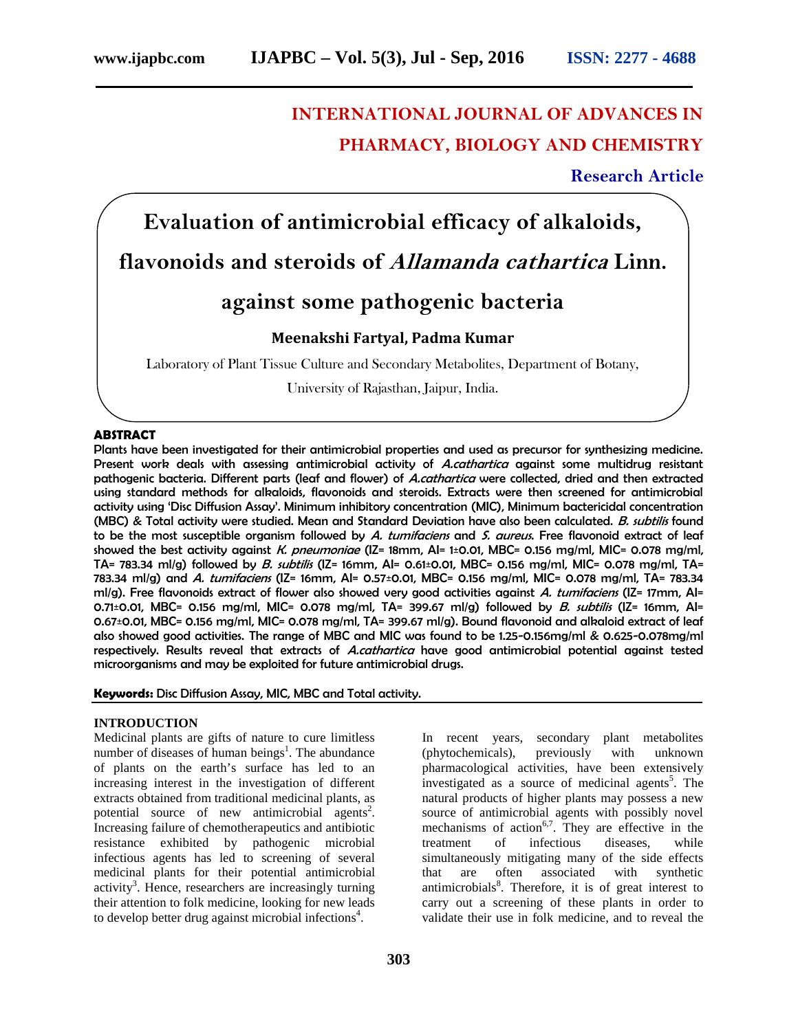**INTERNATIONAL JOURNAL OF ADVANCES IN PHARMACY, BIOLOGY AND CHEMISTRY**

**Research Article**

# Evaluation of antimicrobial efficacy of alkaloids, flavonoids and steroids of *Allamanda cathartica* Linn. against some pathogenic bacteria

**Meenakshi Fartyal, Padma Kumar**

Laboratory of Plant Tissue Culture and Secondary Metabolites, Department of Botany, University of Rajasthan, Jaipur, India.

## ABSTRACT

Plants have been investigated for their antimicrobial properties and used as precursor for synthesizing medicine. Present work deals with assessing antimicrobial activity of *A.cathartica* against some multidrug resistant pathogenic bacteria. Different parts (leaf and flower) of *A.cathartica* were collected, dried and then extracted using standard methods for alkaloids, flavonoids and steroids. Extracts were then screened for antimicrobial activity using 'Disc Diffusion Assay'. Minimum inhibitory concentration (MIC), Minimum bactericidal concentration (MBC) & Total activity were studied. Mean and Standard Deviation have also been calculated. *B. subtilis* found to be the most susceptible organism followed by *A. tumifaciens* and *S. aureus*. Free flavonoid extract of leaf showed the best activity against *K. pneumoniae* (IZ= 18mm, AI= 1±0.01, MBC= 0.156 mg/ml, MIC= 0.078 mg/ml, TA= 783.34 ml/g) followed by *B. subtilis* (IZ= 16mm, AI= 0.61±0.01, MBC= 0.156 mg/ml, MIC= 0.078 mg/ml, TA= 783.34 ml/g) and *A. tumifaciens* (IZ= 16mm, AI= 0.57±0.01, MBC= 0.156 mg/ml, MIC= 0.078 mg/ml, TA= 783.34 ml/g). Free flavonoids extract of flower also showed very good activities against *A. tumifaciens* (IZ= 17mm, AI= 0.71±0.01, MBC= 0.156 mg/ml, MIC= 0.078 mg/ml, TA= 399.67 ml/g) followed by *B. subtilis* (IZ= 16mm, AI= 0.67±0.01, MBC= 0.156 mg/ml, MIC= 0.078 mg/ml, TA= 399.67 ml/g). Bound flavonoid and alkaloid extract of leaf also showed good activities. The range of MBC and MIC was found to be 1.25-0.156mg/ml & 0.625-0.078mg/ml respectively. Results reveal that extracts of *A.cathartica* have good antimicrobial potential against tested microorganisms and may be exploited for future antimicrobial drugs.

**Keywords:** Disc Diffusion Assay, MIC, MBC and Total activity.

## INTRODUCTION

Medicinal plants are gifts of nature to cure limitless number of diseases of human beings[1]. The abundance of plants on the earth's surface has led to an increasing interest in the investigation of different extracts obtained from traditional medicinal plants, as potential source of new antimicrobial agents[2]. Increasing failure of chemotherapeutics and antibiotic resistance exhibited by pathogenic microbial infectious agents has led to screening of several medicinal plants for their potential antimicrobial activity[3]. Hence, researchers are increasingly turning their attention to folk medicine, looking for new leads to develop better drug against microbial infections[4].

In recent years, secondary plant metabolites (phytochemicals), previously with unknown pharmacological activities, have been extensively investigated as a source of medicinal agents[5]. The natural products of higher plants may possess a new source of antimicrobial agents with possibly novel mechanisms of action[6,7]. They are effective in the treatment of infectious diseases, while simultaneously mitigating many of the side effects that are often associated with synthetic antimicrobials[8]. Therefore, it is of great interest to carry out a screening of these plants in order to validate their use in folk medicine, and to reveal the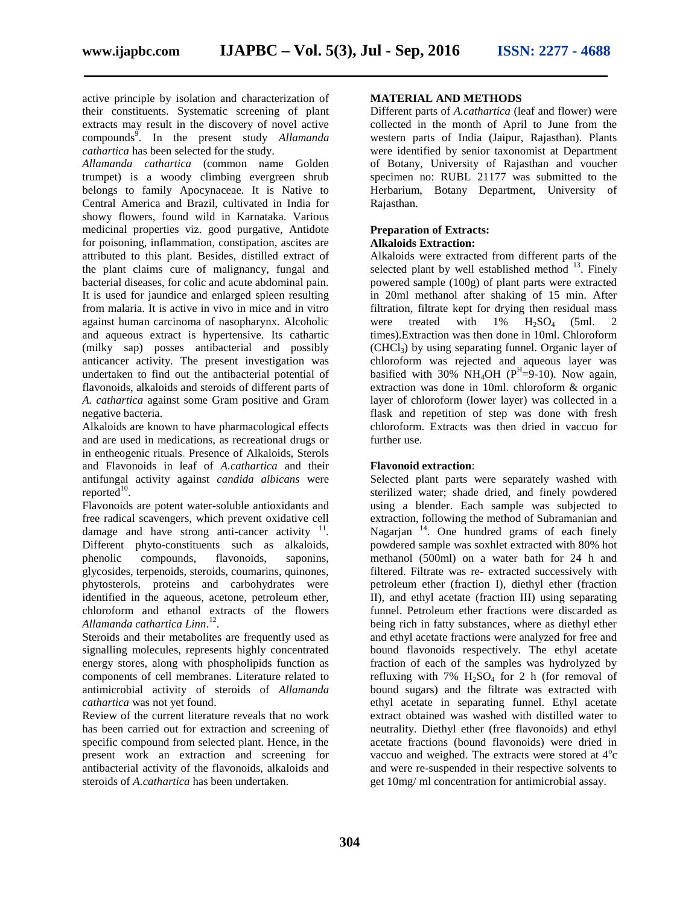active principle by isolation and characterization of their constituents. Systematic screening of plant extracts may result in the discovery of novel active compounds[9]. In the present study *Allamanda cathartica* has been selected for the study.

*Allamanda cathartica* (common name Golden trumpet) is a woody climbing evergreen shrub belongs to family Apocynaceae. It is Native to Central America and Brazil, cultivated in India for showy flowers, found wild in Karnataka. Various medicinal properties viz. good purgative, Antidote for poisoning, inflammation, constipation, ascites are attributed to this plant. Besides, distilled extract of the plant claims cure of malignancy, fungal and bacterial diseases, for colic and acute abdominal pain. It is used for jaundice and enlarged spleen resulting from malaria. It is active in vivo in mice and in vitro against human carcinoma of nasopharynx. Alcoholic and aqueous extract is hypertensive. Its cathartic (milky sap) posses antibacterial and possibly anticancer activity. The present investigation was undertaken to find out the antibacterial potential of flavonoids, alkaloids and steroids of different parts of *A. cathartica* against some Gram positive and Gram negative bacteria.

Alkaloids are known to have pharmacological effects and are used in medications, as recreational drugs or in entheogenic rituals. Presence of Alkaloids, Sterols and Flavonoids in leaf of *A.cathartica* and their antifungal activity against *candida albicans* were reported[10].

Flavonoids are potent water-soluble antioxidants and free radical scavengers, which prevent oxidative cell damage and have strong anti-cancer activity [11]. Different phyto-constituents such as alkaloids, phenolic compounds, flavonoids, saponins, glycosides, terpenoids, steroids, coumarins, quinones, phytosterols, proteins and carbohydrates were identified in the aqueous, acetone, petroleum ether, chloroform and ethanol extracts of the flowers *Allamanda cathartica Linn*.[12].

Steroids and their metabolites are frequently used as signalling molecules, represents highly concentrated energy stores, along with phospholipids function as components of cell membranes. Literature related to antimicrobial activity of steroids of *Allamanda cathartica* was not yet found.

Review of the current literature reveals that no work has been carried out for extraction and screening of specific compound from selected plant. Hence, in the present work an extraction and screening for antibacterial activity of the flavonoids, alkaloids and steroids of *A.cathartica* has been undertaken.

## MATERIAL AND METHODS

Different parts of *A.cathartica* (leaf and flower) were collected in the month of April to June from the western parts of India (Jaipur, Rajasthan). Plants were identified by senior taxonomist at Department of Botany, University of Rajasthan and voucher specimen no: RUBL 21177 was submitted to the Herbarium, Botany Department, University of Rajasthan.

### Preparation of Extracts:

**Alkaloids Extraction:**

Alkaloids were extracted from different parts of the selected plant by well established method [13]. Finely powered sample (100g) of plant parts were extracted in 20ml methanol after shaking of 15 min. After filtration, filtrate kept for drying then residual mass were treated with 1% $H_2SO_4$ (5ml. 2 times).Extraction was then done in 10ml. Chloroform ($CHCl_3$) by using separating funnel. Organic layer of chloroform was rejected and aqueous layer was basified with 30% $NH_4OH$ ($P^H$=9-10). Now again, extraction was done in 10ml. chloroform & organic layer of chloroform (lower layer) was collected in a flask and repetition of step was done with fresh chloroform. Extracts was then dried in vaccuo for further use.

**Flavonoid extraction**:

Selected plant parts were separately washed with sterilized water; shade dried, and finely powdered using a blender. Each sample was subjected to extraction, following the method of Subramanian and Nagarjan [14]. One hundred grams of each finely powdered sample was soxhlet extracted with 80% hot methanol (500ml) on a water bath for 24 h and filtered. Filtrate was re- extracted successively with petroleum ether (fraction I), diethyl ether (fraction II), and ethyl acetate (fraction III) using separating funnel. Petroleum ether fractions were discarded as being rich in fatty substances, where as diethyl ether and ethyl acetate fractions were analyzed for free and bound flavonoids respectively. The ethyl acetate fraction of each of the samples was hydrolyzed by refluxing with 7% $H_2SO_4$ for 2 h (for removal of bound sugars) and the filtrate was extracted with ethyl acetate in separating funnel. Ethyl acetate extract obtained was washed with distilled water to neutrality. Diethyl ether (free flavonoids) and ethyl acetate fractions (bound flavonoids) were dried in vaccuo and weighed. The extracts were stored at 4$^o$c and were re-suspended in their respective solvents to get 10mg/ ml concentration for antimicrobial assay.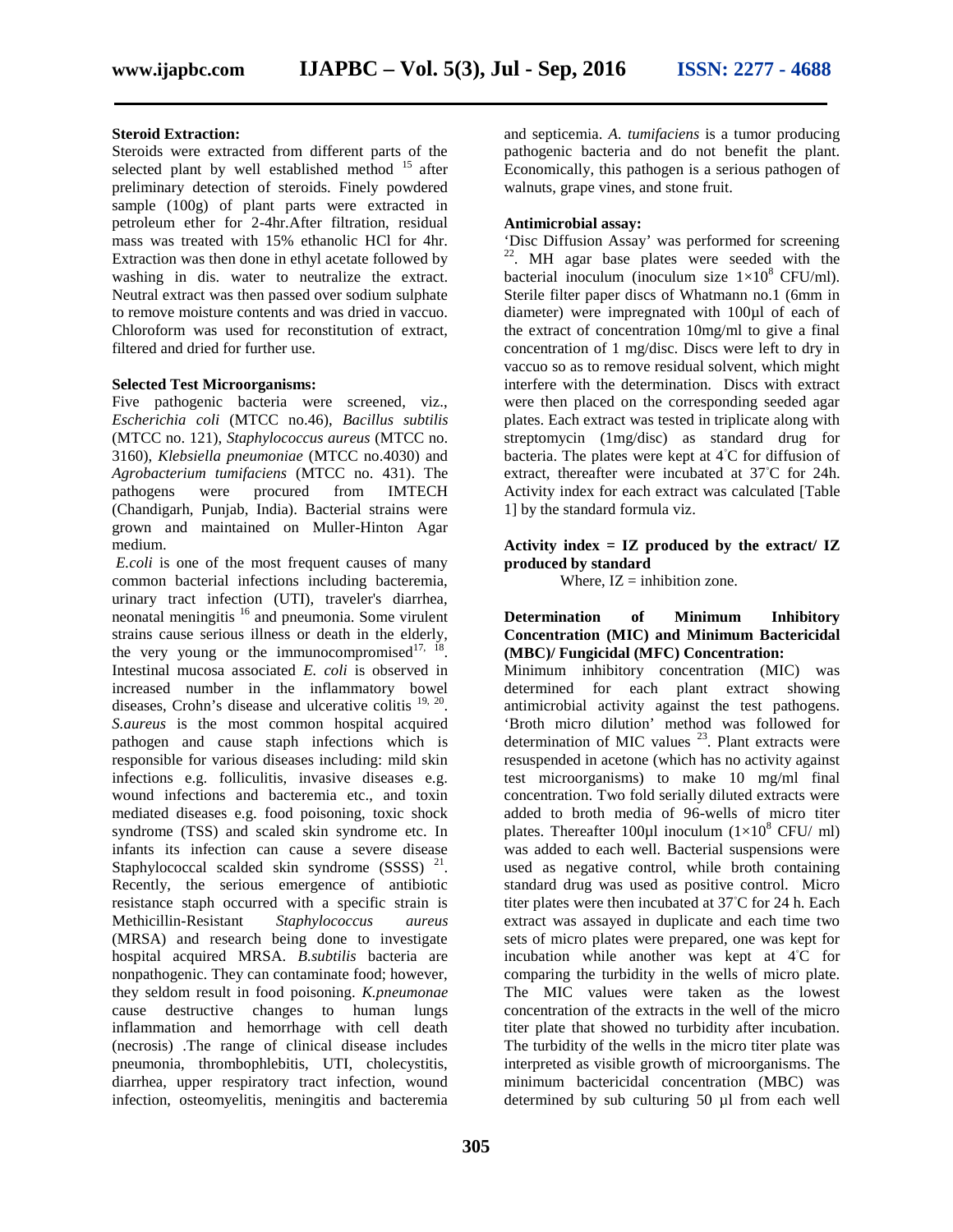### Steroid Extraction:

Steroids were extracted from different parts of the selected plant by well established method [15] after preliminary detection of steroids. Finely powdered sample (100g) of plant parts were extracted in petroleum ether for 2-4hr.After filtration, residual mass was treated with 15% ethanolic HCl for 4hr. Extraction was then done in ethyl acetate followed by washing in dis. water to neutralize the extract. Neutral extract was then passed over sodium sulphate to remove moisture contents and was dried in vaccuo. Chloroform was used for reconstitution of extract, filtered and dried for further use.

### Selected Test Microorganisms:

Five pathogenic bacteria were screened, viz., *Escherichia coli* (MTCC no.46), *Bacillus subtilis* (MTCC no. 121), *Staphylococcus aureus* (MTCC no. 3160), *Klebsiella pneumoniae* (MTCC no.4030) and *Agrobacterium tumifaciens* (MTCC no. 431). The pathogens were procured from IMTECH (Chandigarh, Punjab, India). Bacterial strains were grown and maintained on Muller-Hinton Agar medium.

*E.coli* is one of the most frequent causes of many common bacterial infections including bacteremia, urinary tract infection (UTI), traveler's diarrhea, neonatal meningitis [16] and pneumonia. Some virulent strains cause serious illness or death in the elderly, the very young or the immunocompromised[17, 18]. Intestinal mucosa associated *E. coli* is observed in increased number in the inflammatory bowel diseases, Crohn's disease and ulcerative colitis [19, 20]. *S.aureus* is the most common hospital acquired pathogen and cause staph infections which is responsible for various diseases including: mild skin infections e.g. folliculitis, invasive diseases e.g. wound infections and bacteremia etc., and toxin mediated diseases e.g. food poisoning, toxic shock syndrome (TSS) and scaled skin syndrome etc. In infants its infection can cause a severe disease Staphylococcal scalded skin syndrome (SSSS) [21]. Recently, the serious emergence of antibiotic resistance staph occurred with a specific strain is Methicillin-Resistant *Staphylococcus aureus* (MRSA) and research being done to investigate hospital acquired MRSA. *B.subtilis* bacteria are nonpathogenic. They can contaminate food; however, they seldom result in food poisoning. *K.pneumonae* cause destructive changes to human lungs inflammation and hemorrhage with cell death (necrosis) .The range of clinical disease includes pneumonia, thrombophlebitis, UTI, cholecystitis, diarrhea, upper respiratory tract infection, wound infection, osteomyelitis, meningitis and bacteremia and septicemia. *A. tumifaciens* is a tumor producing pathogenic bacteria and do not benefit the plant. Economically, this pathogen is a serious pathogen of walnuts, grape vines, and stone fruit.

### Antimicrobial assay:

'Disc Diffusion Assay' was performed for screening [22]. MH agar base plates were seeded with the bacterial inoculum (inoculum size $1\times10^8$ CFU/ml). Sterile filter paper discs of Whatmann no.1 (6mm in diameter) were impregnated with 100µl of each of the extract of concentration 10mg/ml to give a final concentration of 1 mg/disc. Discs were left to dry in vaccuo so as to remove residual solvent, which might interfere with the determination. Discs with extract were then placed on the corresponding seeded agar plates. Each extract was tested in triplicate along with streptomycin (1mg/disc) as standard drug for bacteria. The plates were kept at 4°C for diffusion of extract, thereafter were incubated at 37°C for 24h. Activity index for each extract was calculated [Table 1] by the standard formula viz.

**Activity index = IZ produced by the extract/ IZ produced by standard**

Where, IZ = inhibition zone.

### Determination of Minimum Inhibitory Concentration (MIC) and Minimum Bactericidal (MBC)/ Fungicidal (MFC) Concentration:

Minimum inhibitory concentration (MIC) was determined for each plant extract showing antimicrobial activity against the test pathogens. 'Broth micro dilution' method was followed for determination of MIC values [23]. Plant extracts were resuspended in acetone (which has no activity against test microorganisms) to make 10 mg/ml final concentration. Two fold serially diluted extracts were added to broth media of 96-wells of micro titer plates. Thereafter 100µl inoculum ($1\times10^8$ CFU/ ml) was added to each well. Bacterial suspensions were used as negative control, while broth containing standard drug was used as positive control. Micro titer plates were then incubated at 37°C for 24 h. Each extract was assayed in duplicate and each time two sets of micro plates were prepared, one was kept for incubation while another was kept at 4°C for comparing the turbidity in the wells of micro plate. The MIC values were taken as the lowest concentration of the extracts in the well of the micro titer plate that showed no turbidity after incubation. The turbidity of the wells in the micro titer plate was interpreted as visible growth of microorganisms. The minimum bactericidal concentration (MBC) was determined by sub culturing 50 µl from each well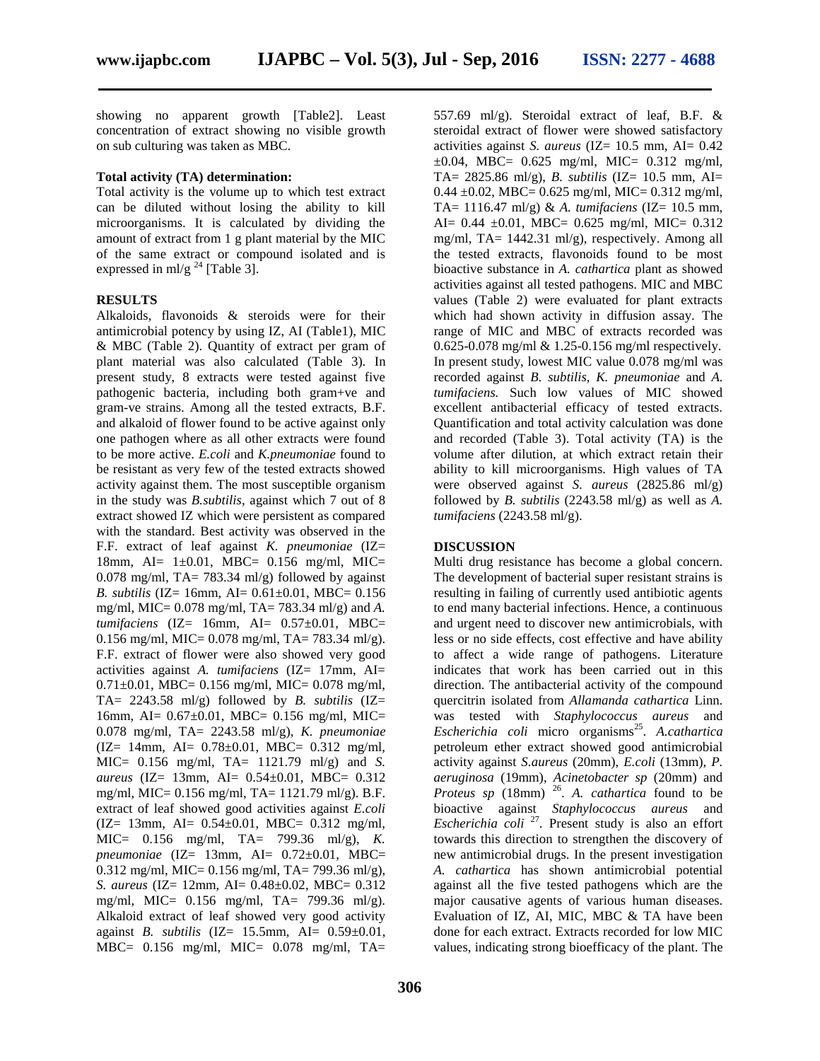showing no apparent growth [Table2]. Least concentration of extract showing no visible growth on sub culturing was taken as MBC.

**Total activity (TA) determination:**

Total activity is the volume up to which test extract can be diluted without losing the ability to kill microorganisms. It is calculated by dividing the amount of extract from 1 g plant material by the MIC of the same extract or compound isolated and is expressed in ml/g [24] [Table 3].

## RESULTS

Alkaloids, flavonoids & steroids were for their antimicrobial potency by using IZ, AI (Table1), MIC & MBC (Table 2). Quantity of extract per gram of plant material was also calculated (Table 3). In present study, 8 extracts were tested against five pathogenic bacteria, including both gram+ve and gram-ve strains. Among all the tested extracts, B.F. and alkaloid of flower found to be active against only one pathogen where as all other extracts were found to be more active. *E.coli* and *K.pneumoniae* found to be resistant as very few of the tested extracts showed activity against them. The most susceptible organism in the study was *B.subtilis*, against which 7 out of 8 extract showed IZ which were persistent as compared with the standard. Best activity was observed in the F.F. extract of leaf against *K. pneumoniae* (IZ= 18mm, AI= 1±0.01, MBC= 0.156 mg/ml, MIC= 0.078 mg/ml, TA= 783.34 ml/g) followed by against *B. subtilis* (IZ= 16mm, AI= 0.61±0.01, MBC= 0.156 mg/ml, MIC= 0.078 mg/ml, TA= 783.34 ml/g) and *A. tumifaciens* (IZ= 16mm, AI= 0.57±0.01, MBC= 0.156 mg/ml, MIC= 0.078 mg/ml, TA= 783.34 ml/g). F.F. extract of flower were also showed very good activities against *A. tumifaciens* (IZ= 17mm, AI= 0.71±0.01, MBC= 0.156 mg/ml, MIC= 0.078 mg/ml, TA= 2243.58 ml/g) followed by *B. subtilis* (IZ= 16mm, AI= 0.67±0.01, MBC= 0.156 mg/ml, MIC= 0.078 mg/ml, TA= 2243.58 ml/g), *K. pneumoniae* (IZ= 14mm, AI= 0.78±0.01, MBC= 0.312 mg/ml, MIC= 0.156 mg/ml, TA= 1121.79 ml/g) and *S. aureus* (IZ= 13mm, AI= 0.54±0.01, MBC= 0.312 mg/ml, MIC= 0.156 mg/ml, TA= 1121.79 ml/g). B.F. extract of leaf showed good activities against *E.coli* (IZ= 13mm, AI= 0.54±0.01, MBC= 0.312 mg/ml, MIC= 0.156 mg/ml, TA= 799.36 ml/g), *K. pneumoniae* (IZ= 13mm, AI= 0.72±0.01, MBC= 0.312 mg/ml, MIC= 0.156 mg/ml, TA= 799.36 ml/g), *S. aureus* (IZ= 12mm, AI= 0.48±0.02, MBC= 0.312 mg/ml, MIC= 0.156 mg/ml, TA= 799.36 ml/g). Alkaloid extract of leaf showed very good activity against *B. subtilis* (IZ= 15.5mm, AI= 0.59±0.01, MBC= 0.156 mg/ml, MIC= 0.078 mg/ml, TA= 557.69 ml/g). Steroidal extract of leaf, B.F. & steroidal extract of flower were showed satisfactory activities against *S. aureus* (IZ= 10.5 mm, AI= 0.42 ±0.04, MBC= 0.625 mg/ml, MIC= 0.312 mg/ml, TA= 2825.86 ml/g), *B. subtilis* (IZ= 10.5 mm, AI= 0.44 ±0.02, MBC= 0.625 mg/ml, MIC= 0.312 mg/ml, TA= 1116.47 ml/g) & *A. tumifaciens* (IZ= 10.5 mm, AI= 0.44 ±0.01, MBC= 0.625 mg/ml, MIC= 0.312 mg/ml, TA= 1442.31 ml/g), respectively. Among all the tested extracts, flavonoids found to be most bioactive substance in *A. cathartica* plant as showed activities against all tested pathogens. MIC and MBC values (Table 2) were evaluated for plant extracts which had shown activity in diffusion assay. The range of MIC and MBC of extracts recorded was 0.625-0.078 mg/ml & 1.25-0.156 mg/ml respectively. In present study, lowest MIC value 0.078 mg/ml was recorded against *B. subtilis, K. pneumoniae* and *A. tumifaciens.* Such low values of MIC showed excellent antibacterial efficacy of tested extracts. Quantification and total activity calculation was done and recorded (Table 3). Total activity (TA) is the volume after dilution, at which extract retain their ability to kill microorganisms. High values of TA were observed against *S. aureus* (2825.86 ml/g) followed by *B. subtilis* (2243.58 ml/g) as well as *A. tumifaciens* (2243.58 ml/g).

## DISCUSSION

Multi drug resistance has become a global concern. The development of bacterial super resistant strains is resulting in failing of currently used antibiotic agents to end many bacterial infections. Hence, a continuous and urgent need to discover new antimicrobials, with less or no side effects, cost effective and have ability to affect a wide range of pathogens. Literature indicates that work has been carried out in this direction. The antibacterial activity of the compound quercitrin isolated from *Allamanda cathartica* Linn. was tested with *Staphylococcus aureus* and *Escherichia coli* micro organisms[25]. *A.cathartica* petroleum ether extract showed good antimicrobial activity against *S.aureus* (20mm), *E.coli* (13mm), *P. aeruginosa* (19mm), *Acinetobacter sp* (20mm) and *Proteus sp* (18mm) [26]. *A. cathartica* found to be bioactive against *Staphylococcus aureus* and *Escherichia coli* [27]. Present study is also an effort towards this direction to strengthen the discovery of new antimicrobial drugs. In the present investigation *A. cathartica* has shown antimicrobial potential against all the five tested pathogens which are the major causative agents of various human diseases. Evaluation of IZ, AI, MIC, MBC & TA have been done for each extract. Extracts recorded for low MIC values, indicating strong bioefficacy of the plant. The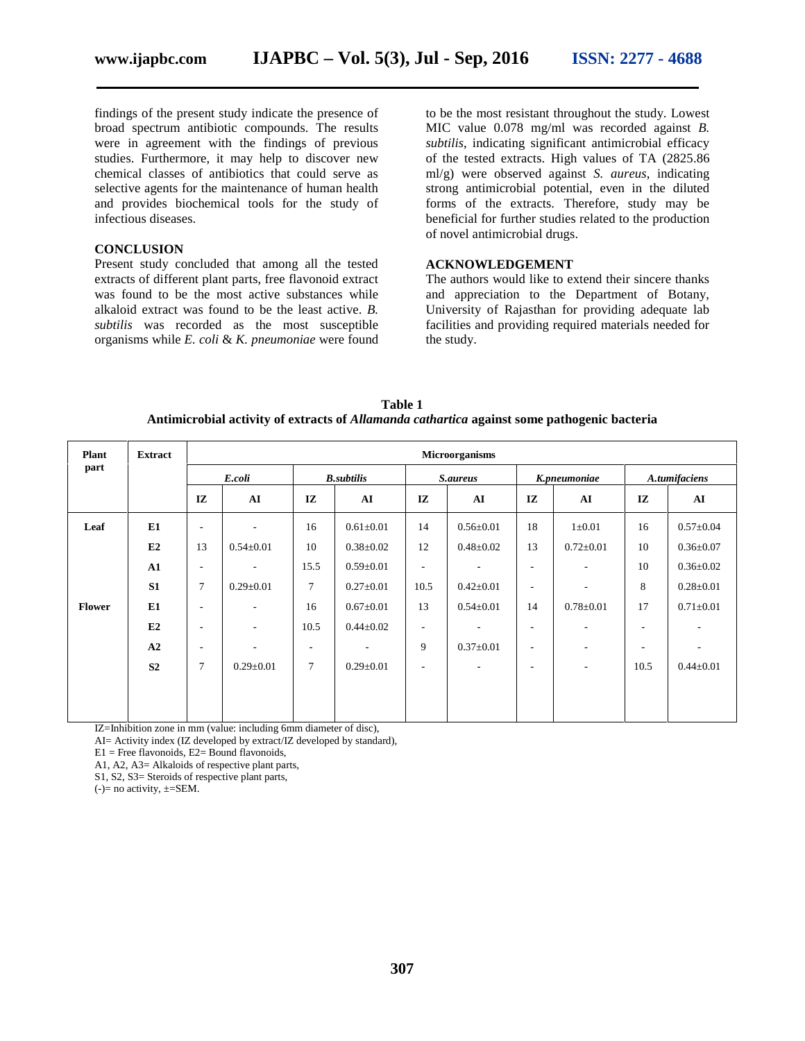findings of the present study indicate the presence of broad spectrum antibiotic compounds. The results were in agreement with the findings of previous studies. Furthermore, it may help to discover new chemical classes of antibiotics that could serve as selective agents for the maintenance of human health and provides biochemical tools for the study of infectious diseases.

## CONCLUSION

Present study concluded that among all the tested extracts of different plant parts, free flavonoid extract was found to be the most active substances while alkaloid extract was found to be the least active. *B. subtilis* was recorded as the most susceptible organisms while *E. coli* & *K. pneumoniae* were found to be the most resistant throughout the study. Lowest MIC value 0.078 mg/ml was recorded against *B. subtilis*, indicating significant antimicrobial efficacy of the tested extracts. High values of TA (2825.86 ml/g) were observed against *S. aureus*, indicating strong antimicrobial potential, even in the diluted forms of the extracts. Therefore, study may be beneficial for further studies related to the production of novel antimicrobial drugs.

## ACKNOWLEDGEMENT

The authors would like to extend their sincere thanks and appreciation to the Department of Botany, University of Rajasthan for providing adequate lab facilities and providing required materials needed for the study.

**Table 1**
**Antimicrobial activity of extracts of *Allamanda cathartica* against some pathogenic bacteria**

| Plant part | Extract | Microorganisms | | | | | | | | | |
|---|---|---|---|---|---|---|---|---|---|---|---|
| | | *E.coli* | | *B.subtilis* | | *S.aureus* | | *K.pneumoniae* | | *A.tumifaciens* | |
| | | IZ | AI | IZ | AI | IZ | AI | IZ | AI | IZ | AI |
| **Leaf** | **E1** | - | - | 16 | 0.61±0.01 | 14 | 0.56±0.01 | 18 | 1±0.01 | 16 | 0.57±0.04 |
| | **E2** | 13 | 0.54±0.01 | 10 | 0.38±0.02 | 12 | 0.48±0.02 | 13 | 0.72±0.01 | 10 | 0.36±0.07 |
| | **A1** | - | - | 15.5 | 0.59±0.01 | - | - | - | - | 10 | 0.36±0.02 |
| | **S1** | 7 | 0.29±0.01 | 7 | 0.27±0.01 | 10.5 | 0.42±0.01 | - | - | 8 | 0.28±0.01 |
| **Flower** | **E1** | - | - | 16 | 0.67±0.01 | 13 | 0.54±0.01 | 14 | 0.78±0.01 | 17 | 0.71±0.01 |
| | **E2** | - | - | 10.5 | 0.44±0.02 | - | - | - | - | - | - |
| | **A2** | - | - | - | - | 9 | 0.37±0.01 | - | - | - | - |
| | **S2** | 7 | 0.29±0.01 | 7 | 0.29±0.01 | - | - | - | - | 10.5 | 0.44±0.01 |

IZ=Inhibition zone in mm (value: including 6mm diameter of disc),
AI= Activity index (IZ developed by extract/IZ developed by standard),
E1 = Free flavonoids, E2= Bound flavonoids,
A1, A2, A3= Alkaloids of respective plant parts,
S1, S2, S3= Steroids of respective plant parts,
(-)= no activity, ±=SEM.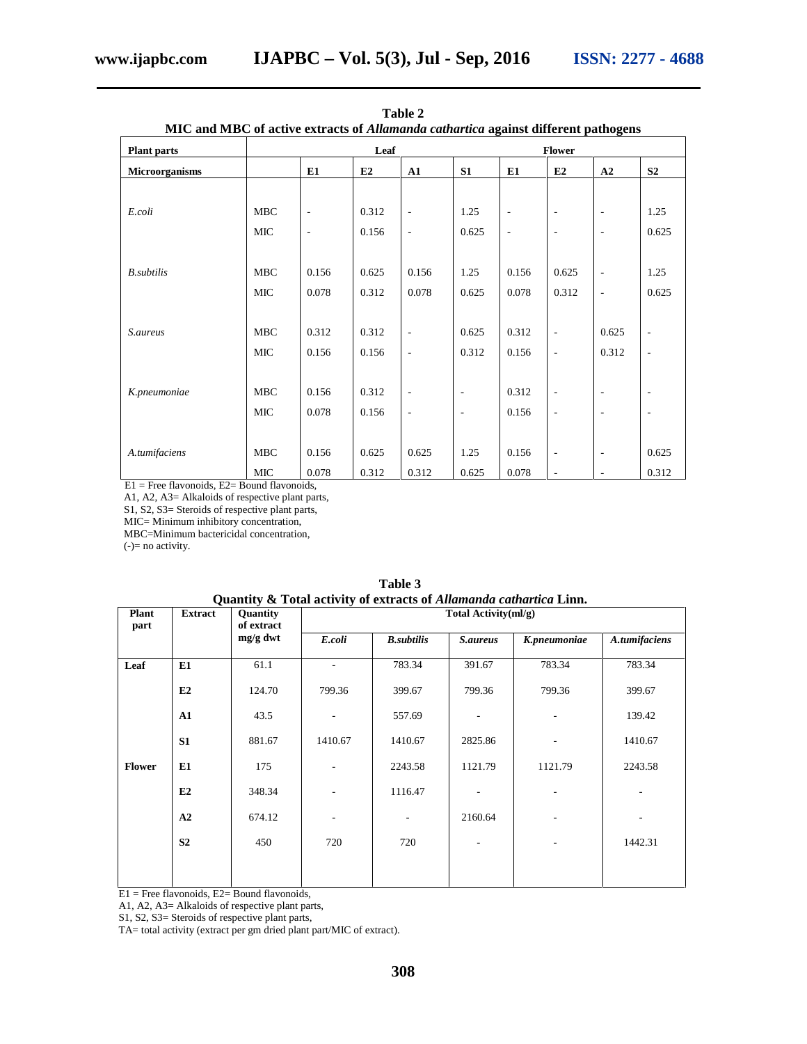**Table 2**
**MIC and MBC of active extracts of *Allamanda cathartica* against different pathogens**

| Plant parts | | Leaf | | | | Flower | | | |
|---|---|---|---|---|---|---|---|---|---|
| Microorganisms | | E1 | E2 | A1 | S1 | E1 | E2 | A2 | S2 |
| *E.coli* | MBC | - | 0.312 | - | 1.25 | - | - | - | 1.25 |
| | MIC | - | 0.156 | - | 0.625 | - | - | - | 0.625 |
| *B.subtilis* | MBC | 0.156 | 0.625 | 0.156 | 1.25 | 0.156 | 0.625 | - | 1.25 |
| | MIC | 0.078 | 0.312 | 0.078 | 0.625 | 0.078 | 0.312 | - | 0.625 |
| *S.aureus* | MBC | 0.312 | 0.312 | - | 0.625 | 0.312 | - | 0.625 | - |
| | MIC | 0.156 | 0.156 | - | 0.312 | 0.156 | - | 0.312 | - |
| *K.pneumoniae* | MBC | 0.156 | 0.312 | - | - | 0.312 | - | - | - |
| | MIC | 0.078 | 0.156 | - | - | 0.156 | - | - | - |
| *A.tumifaciens* | MBC | 0.156 | 0.625 | 0.625 | 1.25 | 0.156 | - | - | 0.625 |
| | MIC | 0.078 | 0.312 | 0.312 | 0.625 | 0.078 | - | - | 0.312 |

E1 = Free flavonoids, E2= Bound flavonoids,
A1, A2, A3= Alkaloids of respective plant parts,
S1, S2, S3= Steroids of respective plant parts,
MIC= Minimum inhibitory concentration,
MBC=Minimum bactericidal concentration,
(-)= no activity.

**Table 3**
**Quantity & Total activity of extracts of *Allamanda cathartica* Linn.**

| Plant part | Extract | Quantity of extract mg/g dwt | Total Activity(ml/g) | | | | |
|---|---|---|---|---|---|---|---|
| | | | *E.coli* | *B.subtilis* | *S.aureus* | *K.pneumoniae* | *A.tumifaciens* |
| **Leaf** | **E1** | 61.1 | - | 783.34 | 391.67 | 783.34 | 783.34 |
| | **E2** | 124.70 | 799.36 | 399.67 | 799.36 | 799.36 | 399.67 |
| | **A1** | 43.5 | - | 557.69 | - | - | 139.42 |
| | **S1** | 881.67 | 1410.67 | 1410.67 | 2825.86 | - | 1410.67 |
| **Flower** | **E1** | 175 | - | 2243.58 | 1121.79 | 1121.79 | 2243.58 |
| | **E2** | 348.34 | - | 1116.47 | - | - | - |
| | **A2** | 674.12 | - | - | 2160.64 | - | - |
| | **S2** | 450 | 720 | 720 | - | - | 1442.31 |

E1 = Free flavonoids, E2= Bound flavonoids,
A1, A2, A3= Alkaloids of respective plant parts,
S1, S2, S3= Steroids of respective plant parts,
TA= total activity (extract per gm dried plant part/MIC of extract).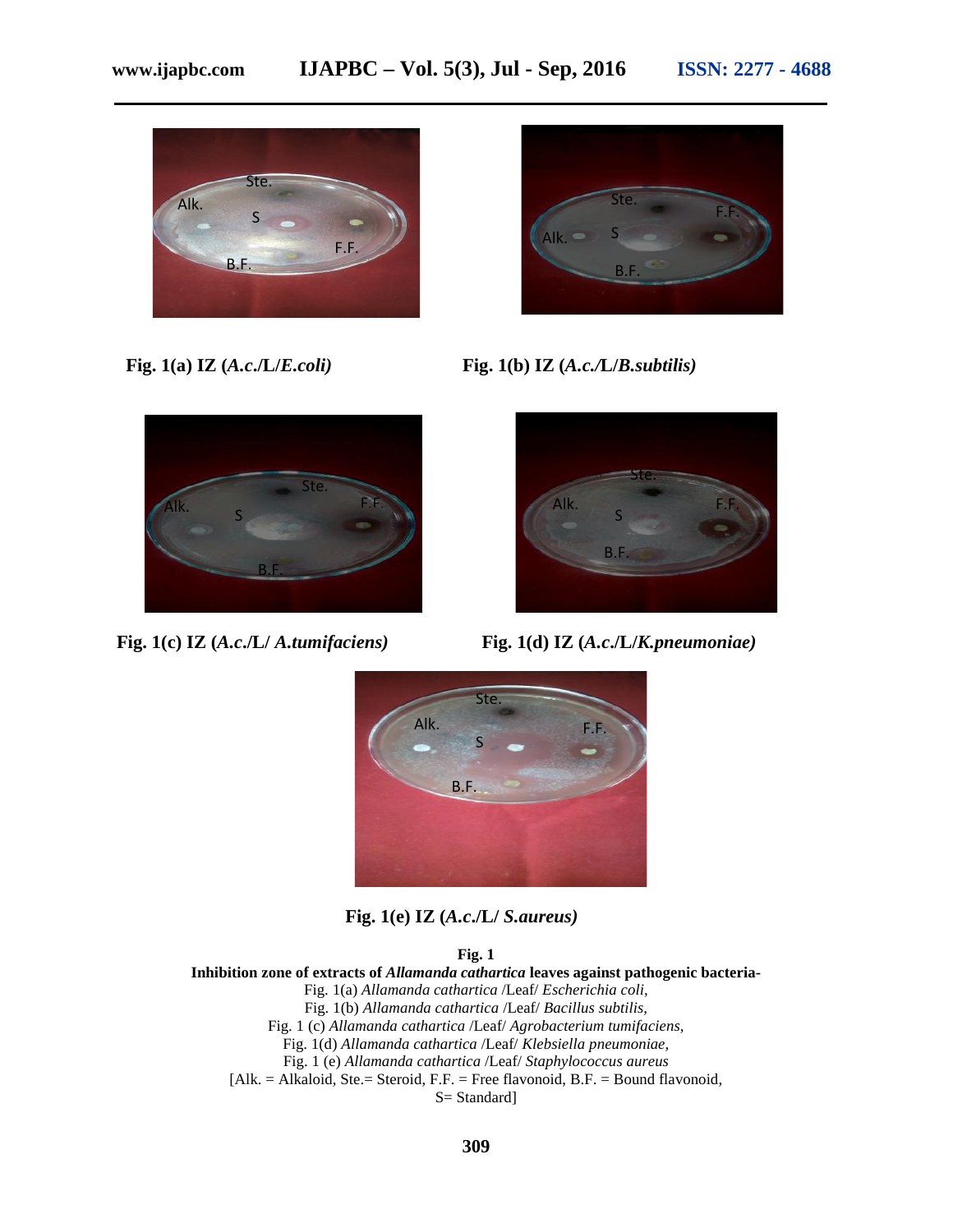Fig. 1(a) IZ (*A.c.*/L/*E.coli)*

Fig. 1(b) IZ (*A.c.*/L/*B.subtilis)*

Fig. 1(c) IZ (*A.c.*/L/ *A.tumifaciens)*

Fig. 1(d) IZ (*A.c.*/L/*K.pneumoniae)*

Fig. 1(e) IZ (*A.c.*/L/ *S.aureus)*

**Fig. 1**

**Inhibition zone of extracts of *Allamanda cathartica* leaves against pathogenic bacteria-**

Fig. 1(a) *Allamanda cathartica* /Leaf/ *Escherichia coli*,

Fig. 1(b) *Allamanda cathartica* /Leaf/ *Bacillus subtilis*,

Fig. 1 (c) *Allamanda cathartica* /Leaf/ *Agrobacterium tumifaciens*,

Fig. 1(d) *Allamanda cathartica* /Leaf/ *Klebsiella pneumoniae*,

Fig. 1 (e) *Allamanda cathartica* /Leaf/ *Staphylococcus aureus*

[Alk. = Alkaloid, Ste.= Steroid, F.F. = Free flavonoid, B.F. = Bound flavonoid, S= Standard]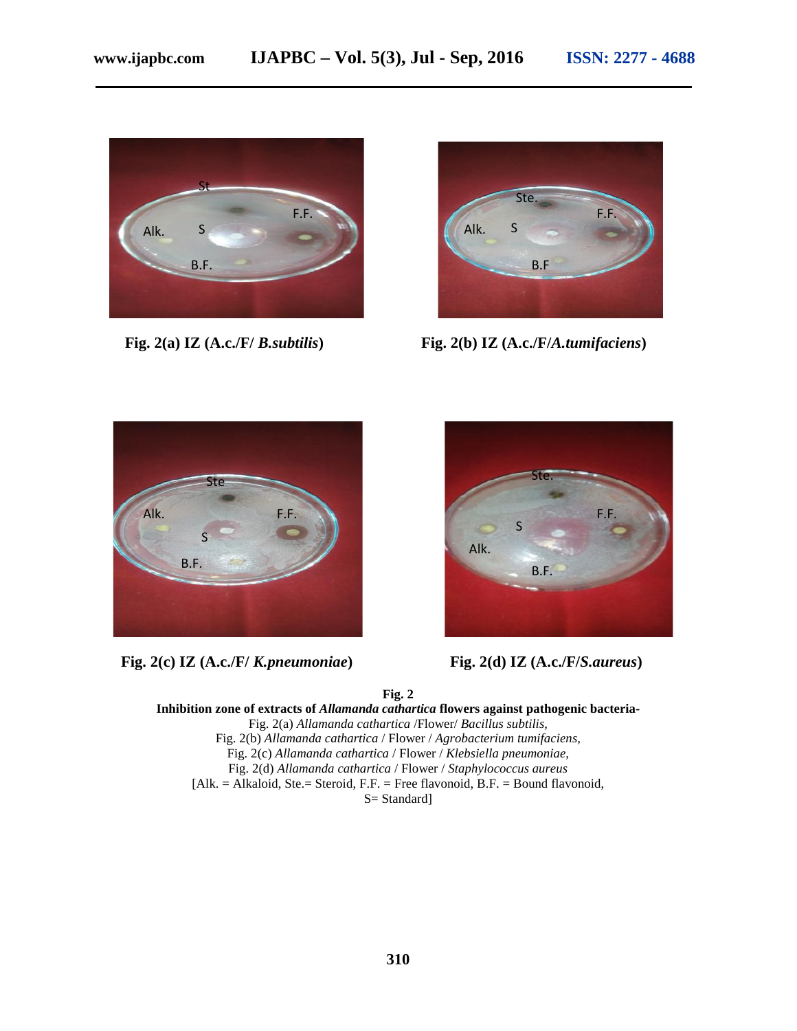**Fig. 2(a) IZ (A.c./F/ *B.subtilis*)**

**Fig. 2(b) IZ (A.c./F/*A.tumifaciens*)**

**Fig. 2(c) IZ (A.c./F/ *K.pneumoniae*)**

**Fig. 2(d) IZ (A.c./F/*S.aureus*)**

**Fig. 2**

**Inhibition zone of extracts of *Allamanda cathartica* flowers against pathogenic bacteria-**

Fig. 2(a) *Allamanda cathartica* /Flower/ *Bacillus subtilis,*

Fig. 2(b) *Allamanda cathartica* / Flower / *Agrobacterium tumifaciens,*

Fig. 2(c) *Allamanda cathartica* / Flower / *Klebsiella pneumoniae,*

Fig. 2(d) *Allamanda cathartica* / Flower / *Staphylococcus aureus*

[Alk. = Alkaloid, Ste.= Steroid, F.F. = Free flavonoid, B.F. = Bound flavonoid, S= Standard]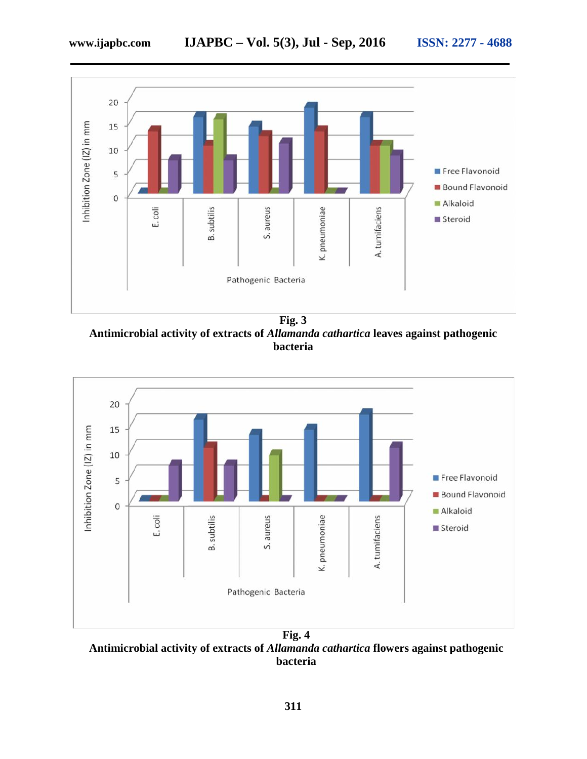**Fig. 3**

**Antimicrobial activity of extracts of *Allamanda cathartica* leaves against pathogenic bacteria**

**Fig. 4**

**Antimicrobial activity of extracts of *Allamanda cathartica* flowers against pathogenic bacteria**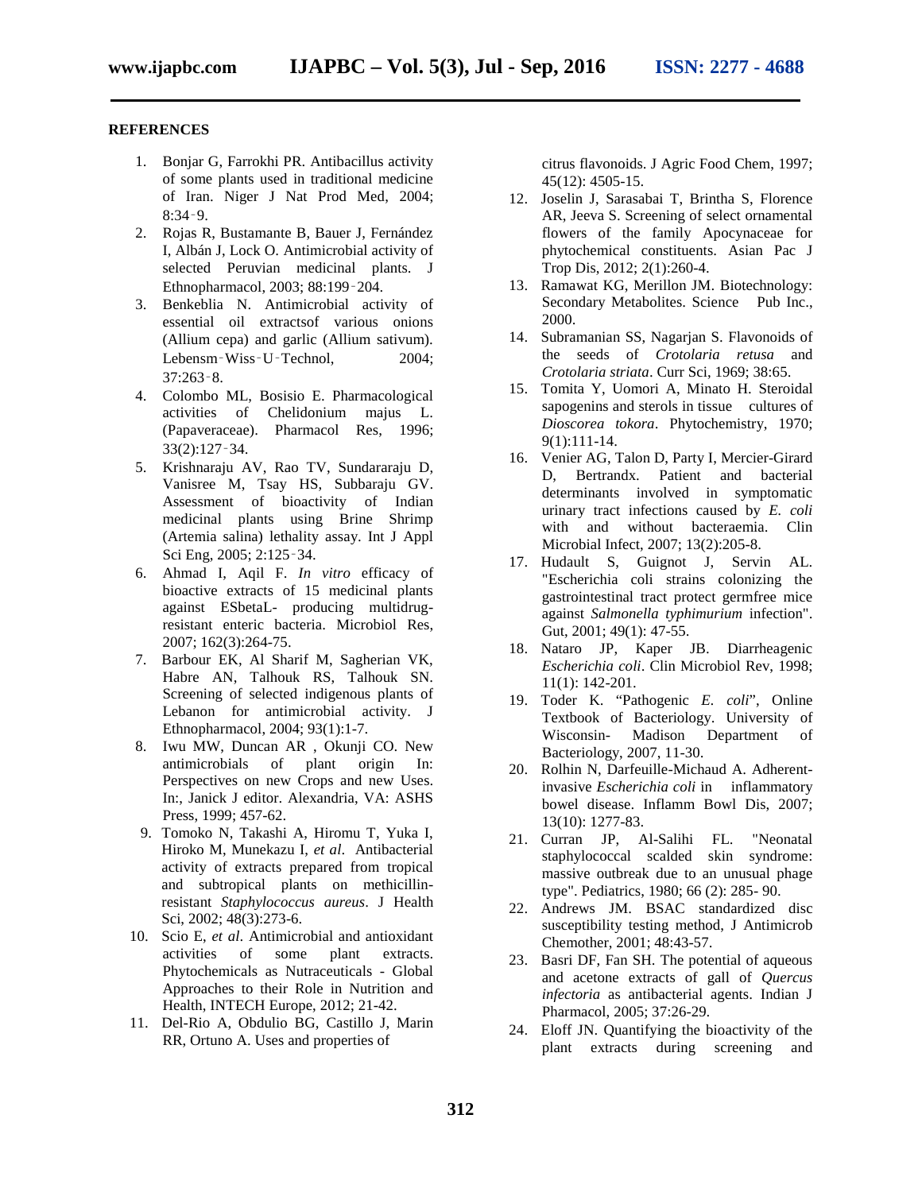## REFERENCES

1. Bonjar G, Farrokhi PR. Antibacillus activity of some plants used in traditional medicine of Iran. Niger J Nat Prod Med, 2004; 8:34‑9.
2. Rojas R, Bustamante B, Bauer J, Fernández I, Albán J, Lock O. Antimicrobial activity of selected Peruvian medicinal plants. J Ethnopharmacol, 2003; 88:199‑204.
3. Benkeblia N. Antimicrobial activity of essential oil extractsof various onions (Allium cepa) and garlic (Allium sativum). Lebensm‑Wiss‑U‑Technol, 2004; 37:263‑8.
4. Colombo ML, Bosisio E. Pharmacological activities of Chelidonium majus L. (Papaveraceae). Pharmacol Res, 1996; 33(2):127‑34.
5. Krishnaraju AV, Rao TV, Sundararaju D, Vanisree M, Tsay HS, Subbaraju GV. Assessment of bioactivity of Indian medicinal plants using Brine Shrimp (Artemia salina) lethality assay. Int J Appl Sci Eng, 2005; 2:125‑34.
6. Ahmad I, Aqil F. *In vitro* efficacy of bioactive extracts of 15 medicinal plants against ESbetaL- producing multidrug-resistant enteric bacteria. Microbiol Res, 2007; 162(3):264-75.
7. Barbour EK, Al Sharif M, Sagherian VK, Habre AN, Talhouk RS, Talhouk SN. Screening of selected indigenous plants of Lebanon for antimicrobial activity. J Ethnopharmacol, 2004; 93(1):1-7.
8. Iwu MW, Duncan AR , Okunji CO. New antimicrobials of plant origin In: Perspectives on new Crops and new Uses. In:, Janick J editor. Alexandria, VA: ASHS Press, 1999; 457-62.
9. Tomoko N, Takashi A, Hiromu T, Yuka I, Hiroko M, Munekazu I, *et al*. Antibacterial activity of extracts prepared from tropical and subtropical plants on methicillin-resistant *Staphylococcus aureus*. J Health Sci, 2002; 48(3):273-6.
10. Scio E, *et al*. Antimicrobial and antioxidant activities of some plant extracts. Phytochemicals as Nutraceuticals - Global Approaches to their Role in Nutrition and Health, INTECH Europe, 2012; 21-42.
11. Del-Rio A, Obdulio BG, Castillo J, Marin RR, Ortuno A. Uses and properties of citrus flavonoids. J Agric Food Chem, 1997; 45(12): 4505-15.
12. Joselin J, Sarasabai T, Brintha S, Florence AR, Jeeva S. Screening of select ornamental flowers of the family Apocynaceae for phytochemical constituents. Asian Pac J Trop Dis, 2012; 2(1):260-4.
13. Ramawat KG, Merillon JM. Biotechnology: Secondary Metabolites. Science Pub Inc., 2000.
14. Subramanian SS, Nagarjan S. Flavonoids of the seeds of *Crotolaria retusa* and *Crotolaria striata*. Curr Sci, 1969; 38:65.
15. Tomita Y, Uomori A, Minato H. Steroidal sapogenins and sterols in tissue cultures of *Dioscorea tokora*. Phytochemistry, 1970; 9(1):111-14.
16. Venier AG, Talon D, Party I, Mercier-Girard D, Bertrandx. Patient and bacterial determinants involved in symptomatic urinary tract infections caused by *E. coli* with and without bacteraemia. Clin Microbial Infect, 2007; 13(2):205-8.
17. Hudault S, Guignot J, Servin AL. "Escherichia coli strains colonizing the gastrointestinal tract protect germfree mice against *Salmonella typhimurium* infection". Gut, 2001; 49(1): 47-55.
18. Nataro JP, Kaper JB. Diarrheagenic *Escherichia coli*. Clin Microbiol Rev, 1998; 11(1): 142-201.
19. Toder K. "Pathogenic *E. coli*", Online Textbook of Bacteriology. University of Wisconsin- Madison Department of Bacteriology, 2007, 11-30.
20. Rolhin N, Darfeuille-Michaud A. Adherent-invasive *Escherichia coli* in inflammatory bowel disease. Inflamm Bowl Dis, 2007; 13(10): 1277-83.
21. Curran JP, Al-Salihi FL. "Neonatal staphylococcal scalded skin syndrome: massive outbreak due to an unusual phage type". Pediatrics, 1980; 66 (2): 285- 90.
22. Andrews JM. BSAC standardized disc susceptibility testing method, J Antimicrob Chemother, 2001; 48:43-57.
23. Basri DF, Fan SH. The potential of aqueous and acetone extracts of gall of *Quercus infectoria* as antibacterial agents. Indian J Pharmacol, 2005; 37:26-29.
24. Eloff JN. Quantifying the bioactivity of the plant extracts during screening and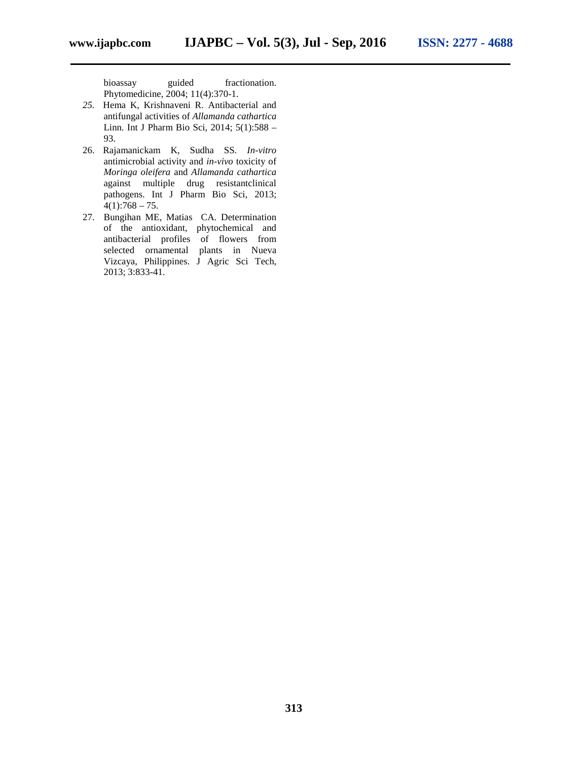bioassay guided fractionation. Phytomedicine, 2004; 11(4):370-1.

25. Hema K, Krishnaveni R. Antibacterial and antifungal activities of *Allamanda cathartica* Linn. Int J Pharm Bio Sci, 2014; 5(1):588 – 93.
26. Rajamanickam K, Sudha SS. *In-vitro* antimicrobial activity and *in-vivo* toxicity of *Moringa oleifera* and *Allamanda cathartica* against multiple drug resistantclinical pathogens. Int J Pharm Bio Sci, 2013; 4(1):768 – 75.
27. Bungihan ME, Matias CA. Determination of the antioxidant, phytochemical and antibacterial profiles of flowers from selected ornamental plants in Nueva Vizcaya, Philippines. J Agric Sci Tech, 2013; 3:833-41.